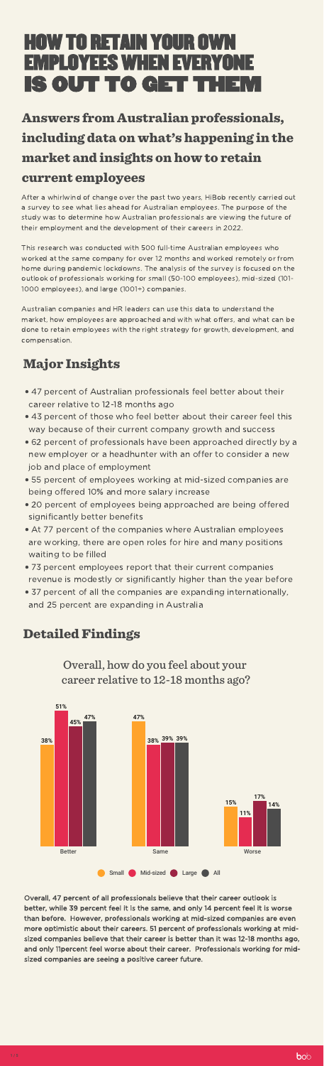# HOW TO RETAIN YOUR OWN EMPLOYEES WHEN EVERYONE IS OUT TO GET THEM

## Answers from Australian professionals, including data on what's happening in the market and insights on how to retain current employees

After a whirlwind of change over the past two years, HiBob recently carried out a survey to see what lies ahead for Australian employees. The purpose of the study was to determine how Australian professionals are viewing the future of their employment and the development of their careers in 2022.

This research was conducted with 500 full-time Australian employees who worked at the same company for over 12 months and worked remotely or from home during pandemic lockdowns. The analysis of the survey is focused on the outlook of professionals working for small (50-100 employees), mid-sized (101-1000 employees), and large (1001+) companies.

Australian companies and HR leaders can use this data to understand the market, how employees are approached and with what offers, and what can be done to retain employees with the right strategy for growth, development, and compensation.

## Major Insights

- 47 percent of Australian professionals feel better about their career relative to 12-18 months ago
- 43 percent of those who feel better about their career feel this way because of their current company growth and success
- 62 percent of professionals have been approached directly by a new employer or a headhunter with an offer to consider a new job and place of employment
- 55 percent of employees working at mid-sized companies are being offered 10% and more salary increase
- 20 percent of employees being approached are being offered significantly better benefits
- At 77 percent of the companies where Australian employees are working, there are open roles for hire and many positions waiting to be filled
- 73 percent employees report that their current companies revenue is modestly or significantly higher than the year before
- 37 percent of all the companies are expanding internationally, and 25 percent are expanding in Australia

## Detailed Findings

### Overall, how do you feel about your career relative to 12-18 months ago?

| | Small | Mid-sized | Large | All |
|---|---|---|---|---|
| Better | 38% | 51% | 45% | 47% |
| Same | 47% | 38% | 39% | 39% |
| Worse | 15% | 11% | 17% | 14% |

**Overall, 47 percent of all professionals believe that their career outlook is better, while 39 percent feel it is the same, and only 14 percent feel it is worse than before. However, professionals working at mid-sized companies are even more optimistic about their careers. 51 percent of professionals working at mid-sized companies believe that their career is better than it was 12-18 months ago, and only 11percent feel worse about their career. Professionals working for mid-sized companies are seeing a positive career future.**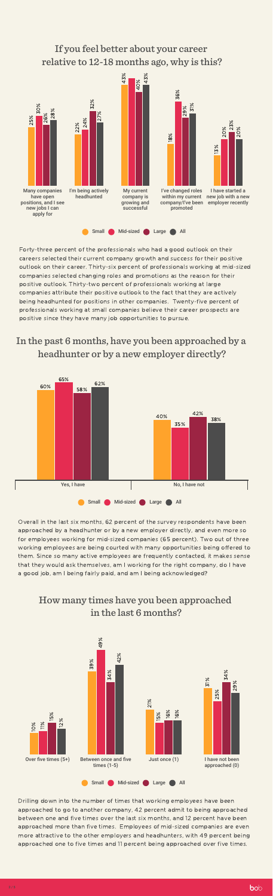## If you feel better about your career relative to 12-18 months ago, why is this?

| | Small | Mid-sized | Large | All |
|---|---|---|---|---|
| Many companies have open positions, and I see new jobs I can apply for | 25% | 30% | 26% | 28% |
| I'm being actively headhunted | 22% | 24% | 32% | 27% |
| My current company is growing and successful | 43% | 43% | 40% | 43% |
| I've changed roles within my current company/I've been promoted | 18% | 36% | 29% | 31% |
| I have started a new job with a new employer recently | 13% | 20% | 23% | 20% |

Forty-three percent of the professionals who had a good outlook on their careers selected their current company growth and success for their positive outlook on their career. Thirty-six percent of professionals working at mid-sized companies selected changing roles and promotions as the reason for their positive outlook. Thirty-two percent of professionals working at large companies attribute their positive outlook to the fact that they are actively being headhunted for positions in other companies. Twenty-five percent of professionals working at small companies believe their career prospects are positive since they have many job opportunities to pursue.

## In the past 6 months, have you been approached by a headhunter or by a new employer directly?

| | Small | Mid-sized | Large | All |
|---|---|---|---|---|
| Yes, I have | 60% | 65% | 58% | 62% |
| No, I have not | 40% | 35% | 42% | 38% |

Overall in the last six months, 62 percent of the survey respondents have been approached by a headhunter or by a new employer directly, and even more so for employees working for mid-sized companies (65 percent). Two out of three working employees are being courted with many opportunities being offered to them. Since so many active employees are frequently contacted, it makes sense that they would ask themselves, am I working for the right company, do I have a good job, am I being fairly paid, and am I being acknowledged?

## How many times have you been approached in the last 6 months?

| | Small | Mid-sized | Large | All |
|---|---|---|---|---|
| Over five times (5+) | 10% | 11% | 15% | 12% |
| Between once and five times (1-5) | 39% | 49% | 34% | 42% |
| Just once (1) | 21% | 15% | 16% | 16% |
| I have not been approached (0) | 31% | 25% | 34% | 29% |

Drilling down into the number of times that working employees have been approached to go to another company, 42 percent admit to being approached between one and five times over the last six months, and 12 percent have been approached more than five times. Employees of mid-sized companies are even more attractive to the other employers and headhunters, with 49 percent being approached one to five times and 11 percent being approached over five times.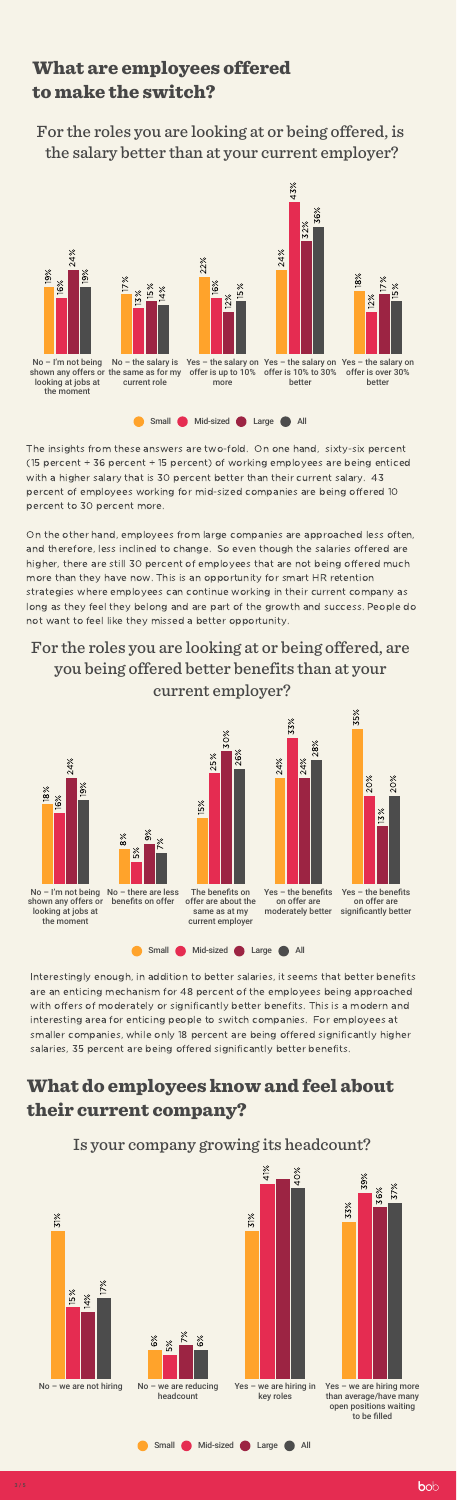## What are employees offered to make the switch?

### For the roles you are looking at or being offered, is the salary better than at your current employer?

| | Small | Mid-sized | Large | All |
|---|---|---|---|---|
| No – I'm not being shown any offers or looking at jobs at the moment | 19% | 16% | 24% | 19% |
| No – the salary is the same as for my current role | 17% | 13% | 15% | 14% |
| Yes – the salary on offer is up to 10% more | 22% | 16% | 12% | 15% |
| Yes – the salary on offer is 10% to 30% better | 24% | 43% | 32% | 36% |
| Yes – the salary on offer is over 30% better | 18% | 12% | 17% | 15% |

The insights from these answers are two-fold. On one hand, sixty-six percent (15 percent + 36 percent + 15 percent) of working employees are being enticed with a higher salary that is 30 percent better than their current salary. 43 percent of employees working for mid-sized companies are being offered 10 percent to 30 percent more.

On the other hand, employees from large companies are approached less often, and therefore, less inclined to change. So even though the salaries offered are higher, there are still 30 percent of employees that are not being offered much more than they have now. This is an opportunity for smart HR retention strategies where employees can continue working in their current company as long as they feel they belong and are part of the growth and success. People do not want to feel like they missed a better opportunity.

### For the roles you are looking at or being offered, are you being offered better benefits than at your current employer?

| | Small | Mid-sized | Large | All |
|---|---|---|---|---|
| No – I'm not being shown any offers or looking at jobs at the moment | 18% | 16% | 24% | 19% |
| No – there are less benefits on offer | 8% | 5% | 9% | 7% |
| The benefits on offer are about the same as at my current employer | 15% | 25% | 30% | 26% |
| Yes – the benefits on offer are moderately better | 24% | 33% | 24% | 28% |
| Yes – the benefits on offer are significantly better | 35% | 20% | 13% | 20% |

Interestingly enough, in addition to better salaries, it seems that better benefits are an enticing mechanism for 48 percent of the employees being approached with offers of moderately or significantly better benefits. This is a modern and interesting area for enticing people to switch companies. For employees at smaller companies, while only 18 percent are being offered significantly higher salaries, 35 percent are being offered significantly better benefits.

## What do employees know and feel about their current company?

### Is your company growing its headcount?

| | Small | Mid-sized | Large | All |
|---|---|---|---|---|
| No – we are not hiring | 31% | 15% | 14% | 17% |
| No – we are reducing headcount | 6% | 5% | 7% | 6% |
| Yes – we are hiring in key roles | 31% | 41% | | 40% |
| Yes – we are hiring more than average/have many open positions waiting to be filled | 33% | 39% | 36% | 37% |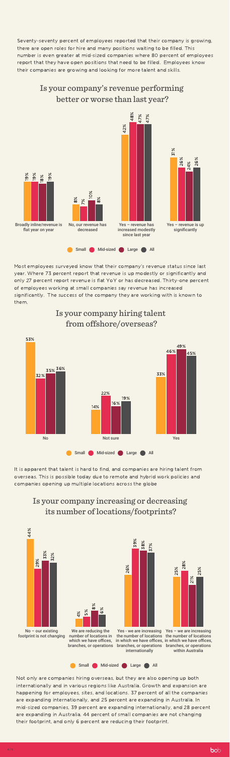Seventy-seventy percent of employees reported that their company is growing, there are open roles for hire and many positions waiting to be filled. This number is even greater at mid-sized companies where 80 percent of employees report that they have open positions that need to be filled. Employees know their companies are growing and looking for more talent and skills.

## Is your company's revenue performing better or worse than last year?

| | Small | Mid-sized | Large | All |
|---|---|---|---|---|
| Broadly inline/revenue is flat year on year | 19% | 19% | 18% | 19% |
| No, our revenue has decreased | 8% | 7% | 10% | 8% |
| Yes – revenue has increased modestly since last year | 42% | 48% | 47% | 47% |
| Yes – revenue is up significantly | 31% | 26% | 24% | 26% |

Most employees surveyed know that their company's revenue status since last year. Where 73 percent report that revenue is up modestly or significantly and only 27 percent report revenue is flat YoY or has decreased. Thirty-one percent of employees working at small companies say revenue has increased significantly. The success of the company they are working with is known to them.

## Is your company hiring talent from offshore/overseas?

| | Small | Mid-sized | Large | All |
|---|---|---|---|---|
| No | 53% | 32% | 35% | 36% |
| Not sure | 14% | 22% | 16% | 19% |
| Yes | 33% | 46% | 49% | 45% |

It is apparent that talent is hard to find, and companies are hiring talent from overseas. This is possible today due to remote and hybrid work policies and companies opening up multiple locations across the globe

## Is your company increasing or decreasing its number of locations/footprints?

| | Small | Mid-sized | Large | All |
|---|---|---|---|---|
| No – our existing footprint is not changing | 44% | 29% | 33% | 32% |
| We are reducing the number of locations in which we have offices, branches, or operations | 4% | 5% | 8% | 6% |
| Yes - we are increasing the number of locations in which we have offices, branches, or operations internationally | 26% | 39% | 38% | 37% |
| Yes – we are increasing the number of locations in which we have offices, branches, or operations within Australia | 25% | 28% | 21% | 25% |

Not only are companies hiring overseas, but they are also opening up both internationally and in various regions like Australia. Growth and expansion are happening for employees, sites, and locations. 37 percent of all the companies are expanding internationally, and 25 percent are expanding in Australia. In mid-sized companies, 39 percent are expanding internationally, and 28 percent are expanding in Australia. 44 percent of small companies are not changing their footprint, and only 6 percent are reducing their footprint.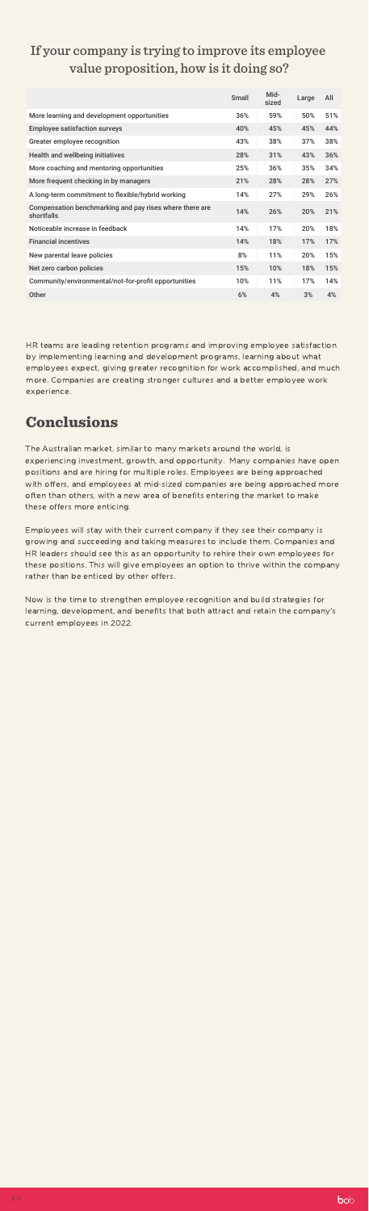## If your company is trying to improve its employee value proposition, how is it doing so?

| | Small | Mid-sized | Large | All |
|---|---|---|---|---|
| More learning and development opportunities | 36% | 59% | 50% | 51% |
| Employee satisfaction surveys | 40% | 45% | 45% | 44% |
| Greater employee recognition | 43% | 38% | 37% | 38% |
| Health and wellbeing initiatives | 28% | 31% | 43% | 36% |
| More coaching and mentoring opportunities | 25% | 36% | 35% | 34% |
| More frequent checking in by managers | 21% | 28% | 28% | 27% |
| A long-term commitment to flexible/hybrid working | 14% | 27% | 29% | 26% |
| Compensation benchmarking and pay rises where there are shortfalls | 14% | 26% | 20% | 21% |
| Noticeable increase in feedback | 14% | 17% | 20% | 18% |
| Financial incentives | 14% | 18% | 17% | 17% |
| New parental leave policies | 8% | 11% | 20% | 15% |
| Net zero carbon policies | 15% | 10% | 18% | 15% |
| Community/environmental/not-for-profit opportunities | 10% | 11% | 17% | 14% |
| Other | 6% | 4% | 3% | 4% |

HR teams are leading retention programs and improving employee satisfaction by implementing learning and development programs, learning about what employees expect, giving greater recognition for work accomplished, and much more. Companies are creating stronger cultures and a better employee work experience.

## Conclusions

The Australian market, similar to many markets around the world, is experiencing investment, growth, and opportunity. Many companies have open positions and are hiring for multiple roles. Employees are being approached with offers, and employees at mid-sized companies are being approached more often than others, with a new area of benefits entering the market to make these offers more enticing.

Employees will stay with their current company if they see their company is growing and succeeding and taking measures to include them. Companies and HR leaders should see this as an opportunity to rehire their own employees for these positions. This will give employees an option to thrive within the company rather than be enticed by other offers.

Now is the time to strengthen employee recognition and build strategies for learning, development, and benefits that both attract and retain the company's current employees in 2022.